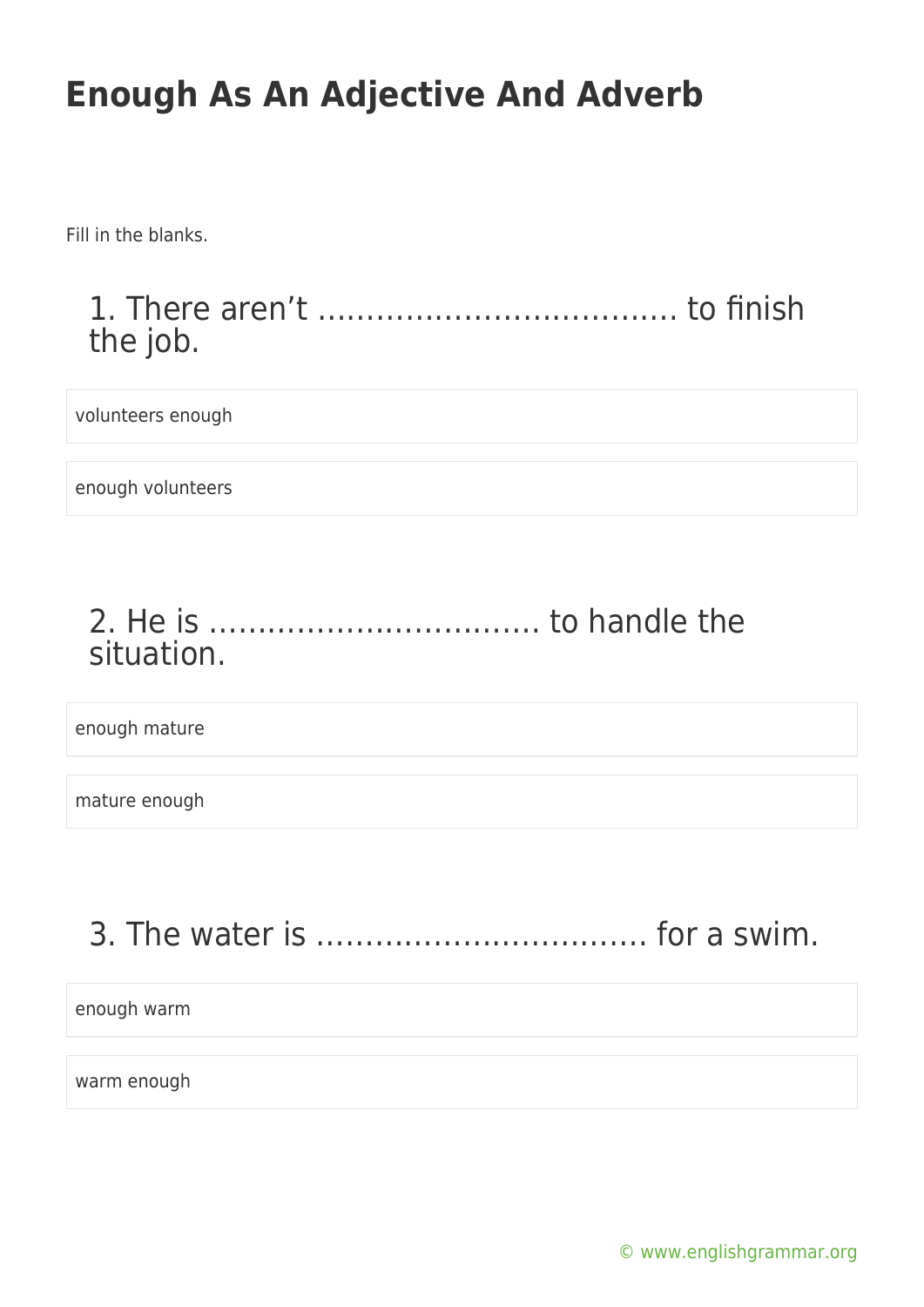# Enough As An Adjective And Adverb

Fill in the blanks.

## 1. There aren't ………………………………. to finish the job.

volunteers enough

enough volunteers

## 2. He is ……………………………. to handle the situation.

enough mature

mature enough

## 3. The water is ……………………………. for a swim.

enough warm

warm enough

© www.englishgrammar.org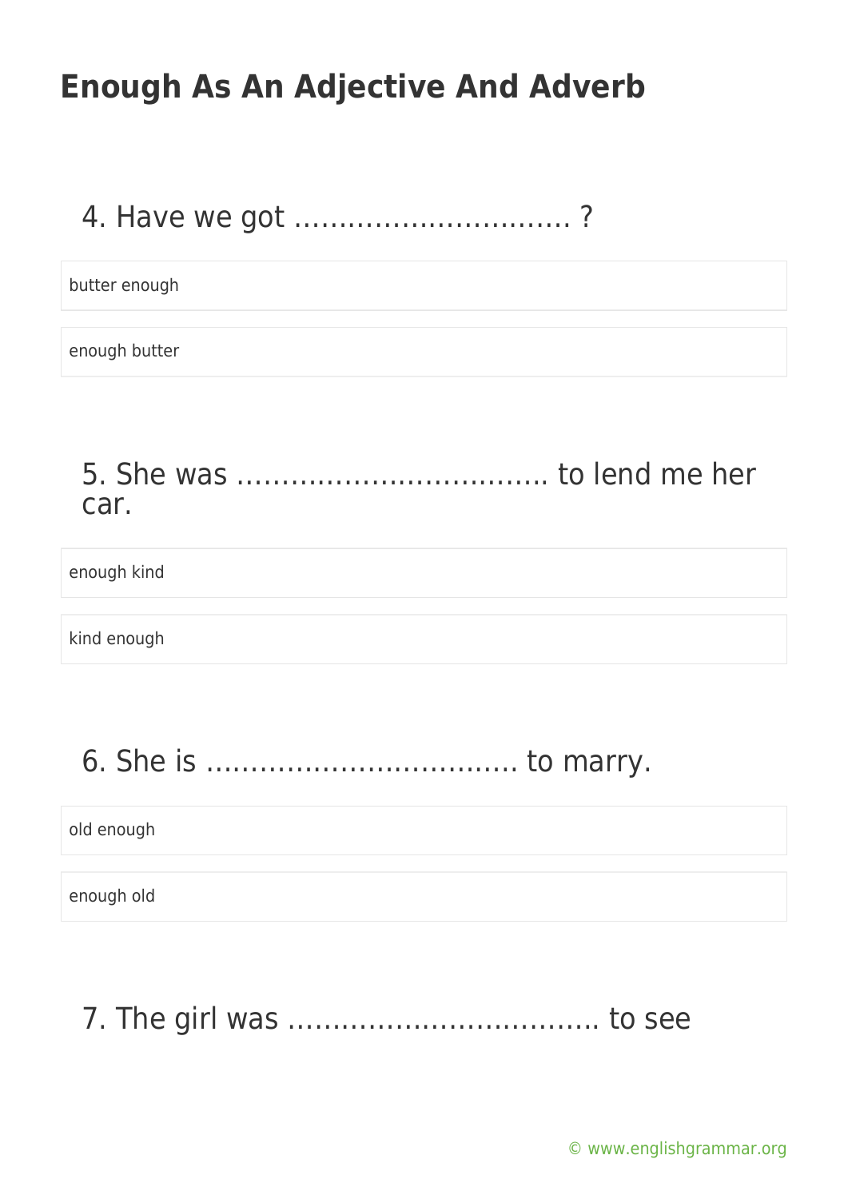# Enough As An Adjective And Adverb

4. Have we got ……………………….. ?

butter enough

enough butter

5. She was …………………………… to lend me her car.

enough kind

kind enough

6. She is ……………………………. to marry.

old enough

enough old

7. The girl was …………………………… to see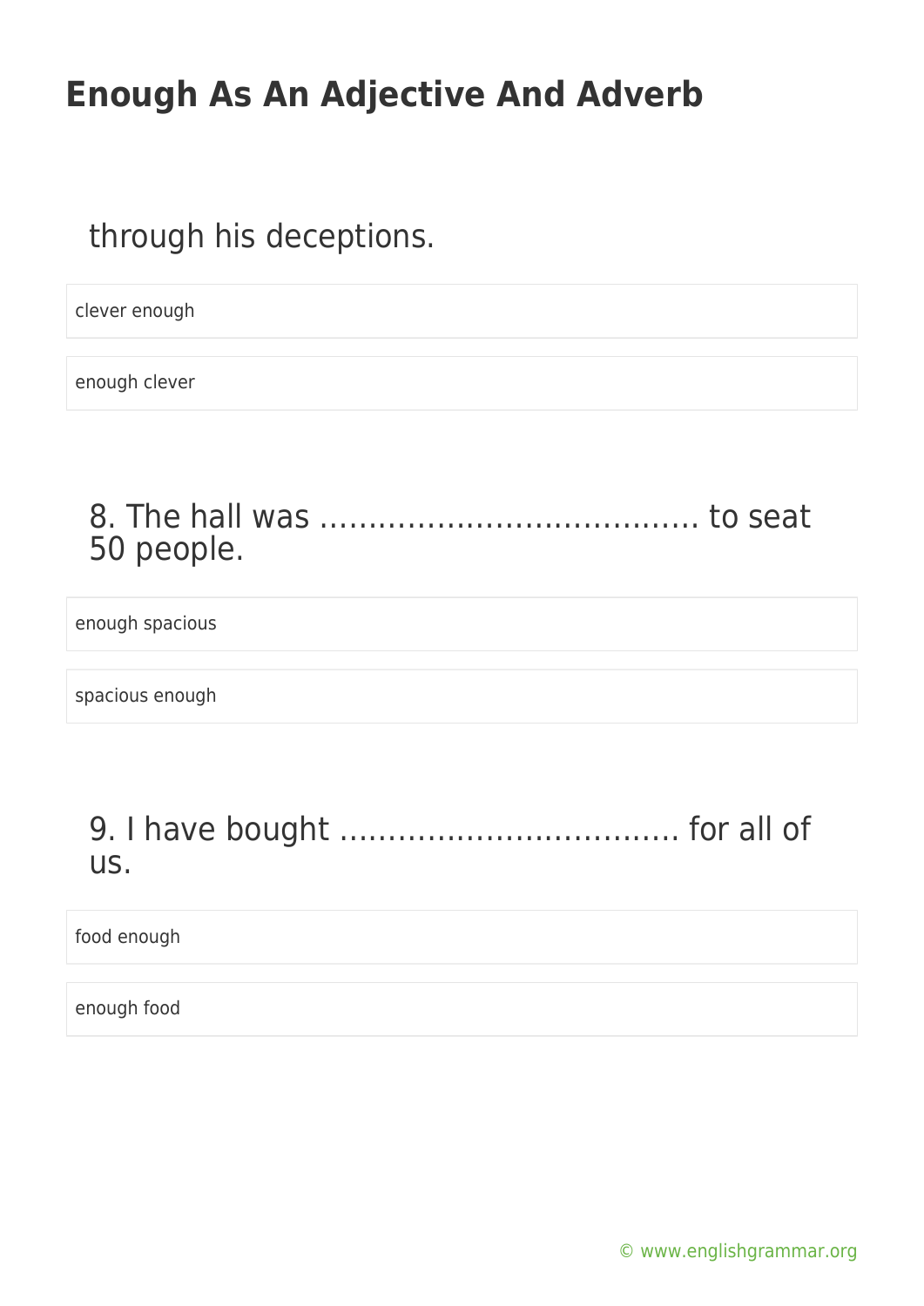through his deceptions.

clever enough

enough clever

8. The hall was ………………………………… to seat 50 people.

enough spacious

spacious enough

9. I have bought …………………………….. for all of us.

food enough

enough food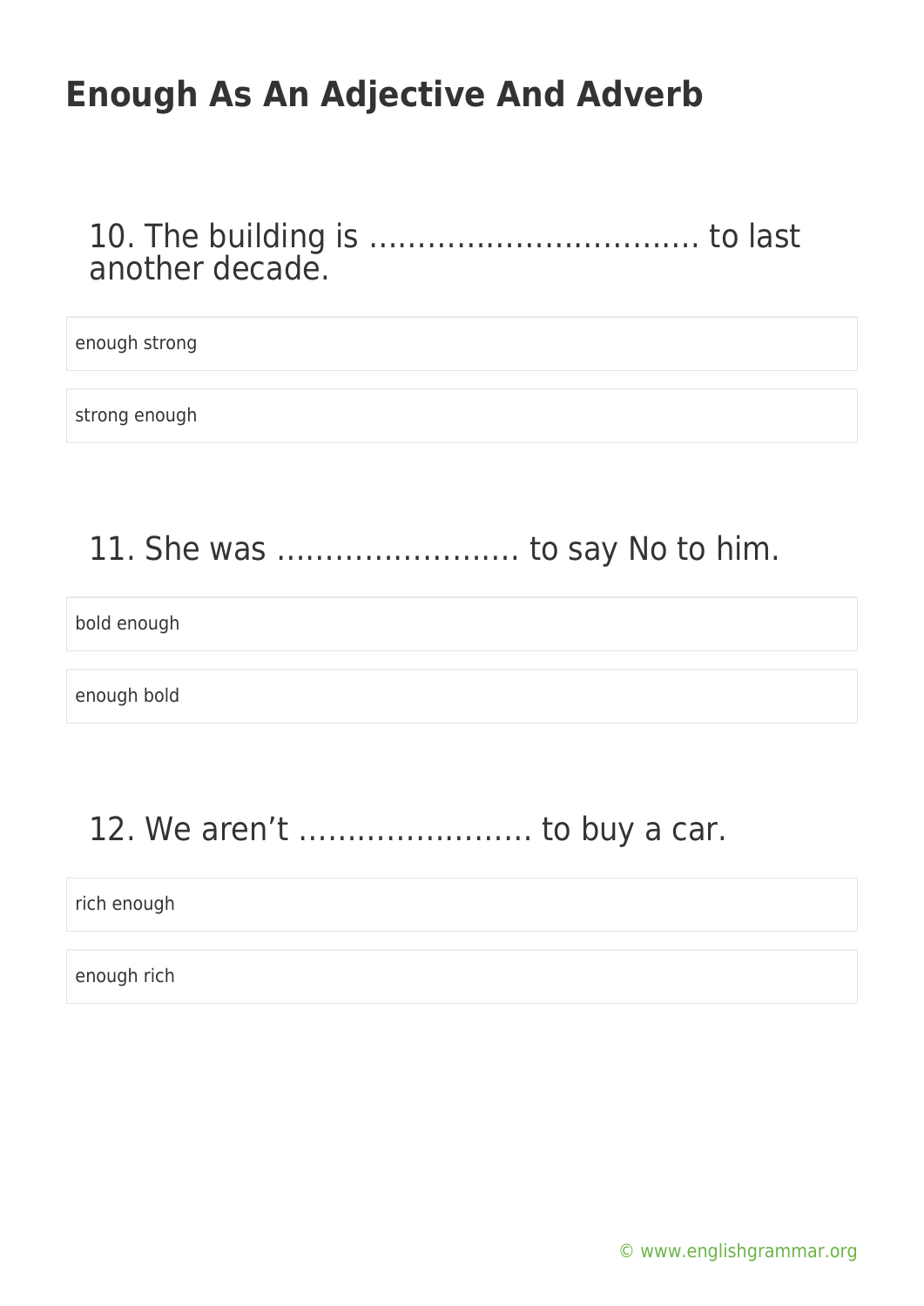# Enough As An Adjective And Adverb

10. The building is …………………………… to last another decade.

- enough strong
- strong enough

11. She was ……………………. to say No to him.

- bold enough
- enough bold

12. We aren't …………………… to buy a car.

- rich enough
- enough rich

© www.englishgrammar.org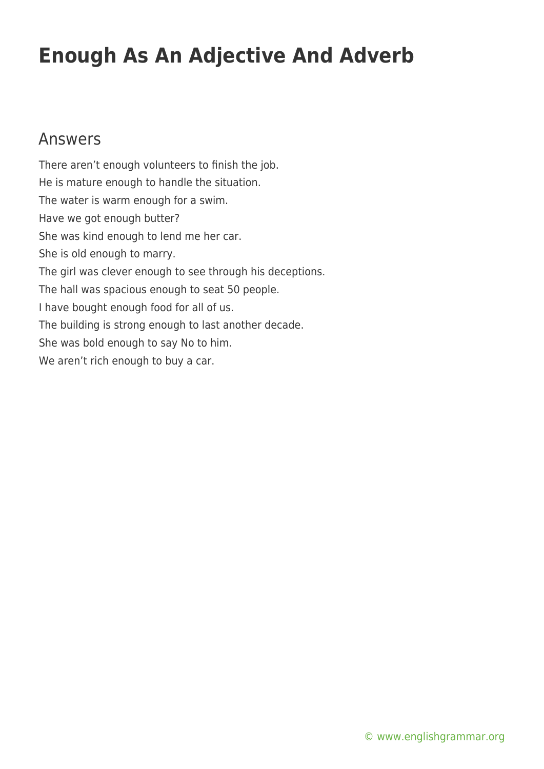# Enough As An Adjective And Adverb

## Answers

There aren't enough volunteers to finish the job.

He is mature enough to handle the situation.

The water is warm enough for a swim.

Have we got enough butter?

She was kind enough to lend me her car.

She is old enough to marry.

The girl was clever enough to see through his deceptions.

The hall was spacious enough to seat 50 people.

I have bought enough food for all of us.

The building is strong enough to last another decade.

She was bold enough to say No to him.

We aren't rich enough to buy a car.